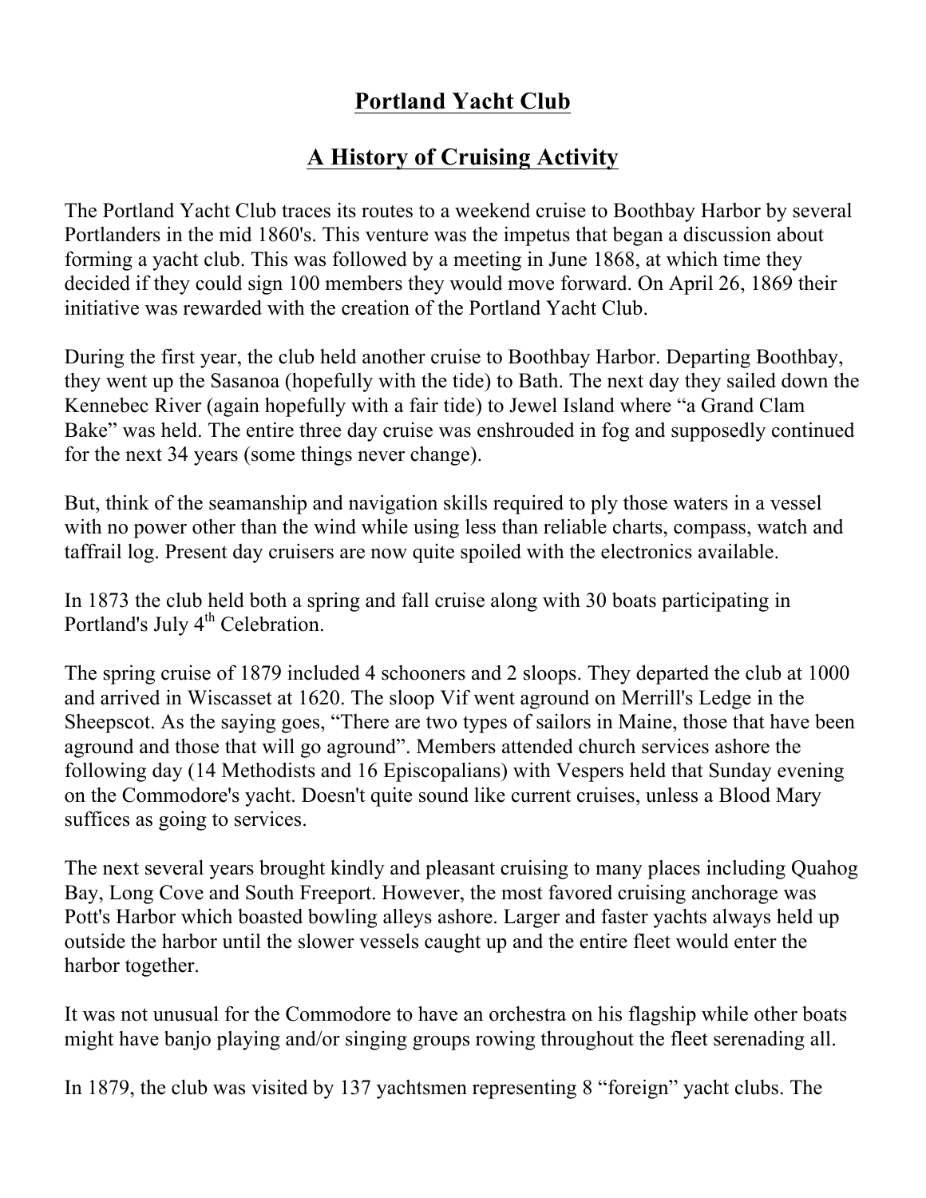# Portland Yacht Club

## A History of Cruising Activity

The Portland Yacht Club traces its routes to a weekend cruise to Boothbay Harbor by several Portlanders in the mid 1860's. This venture was the impetus that began a discussion about forming a yacht club. This was followed by a meeting in June 1868, at which time they decided if they could sign 100 members they would move forward. On April 26, 1869 their initiative was rewarded with the creation of the Portland Yacht Club.

During the first year, the club held another cruise to Boothbay Harbor. Departing Boothbay, they went up the Sasanoa (hopefully with the tide) to Bath. The next day they sailed down the Kennebec River (again hopefully with a fair tide) to Jewel Island where "a Grand Clam Bake" was held. The entire three day cruise was enshrouded in fog and supposedly continued for the next 34 years (some things never change).

But, think of the seamanship and navigation skills required to ply those waters in a vessel with no power other than the wind while using less than reliable charts, compass, watch and taffrail log. Present day cruisers are now quite spoiled with the electronics available.

In 1873 the club held both a spring and fall cruise along with 30 boats participating in Portland's July 4th Celebration.

The spring cruise of 1879 included 4 schooners and 2 sloops. They departed the club at 1000 and arrived in Wiscasset at 1620. The sloop Vif went aground on Merrill's Ledge in the Sheepscot. As the saying goes, "There are two types of sailors in Maine, those that have been aground and those that will go aground". Members attended church services ashore the following day (14 Methodists and 16 Episcopalians) with Vespers held that Sunday evening on the Commodore's yacht. Doesn't quite sound like current cruises, unless a Blood Mary suffices as going to services.

The next several years brought kindly and pleasant cruising to many places including Quahog Bay, Long Cove and South Freeport. However, the most favored cruising anchorage was Pott's Harbor which boasted bowling alleys ashore. Larger and faster yachts always held up outside the harbor until the slower vessels caught up and the entire fleet would enter the harbor together.

It was not unusual for the Commodore to have an orchestra on his flagship while other boats might have banjo playing and/or singing groups rowing throughout the fleet serenading all.

In 1879, the club was visited by 137 yachtsmen representing 8 "foreign" yacht clubs. The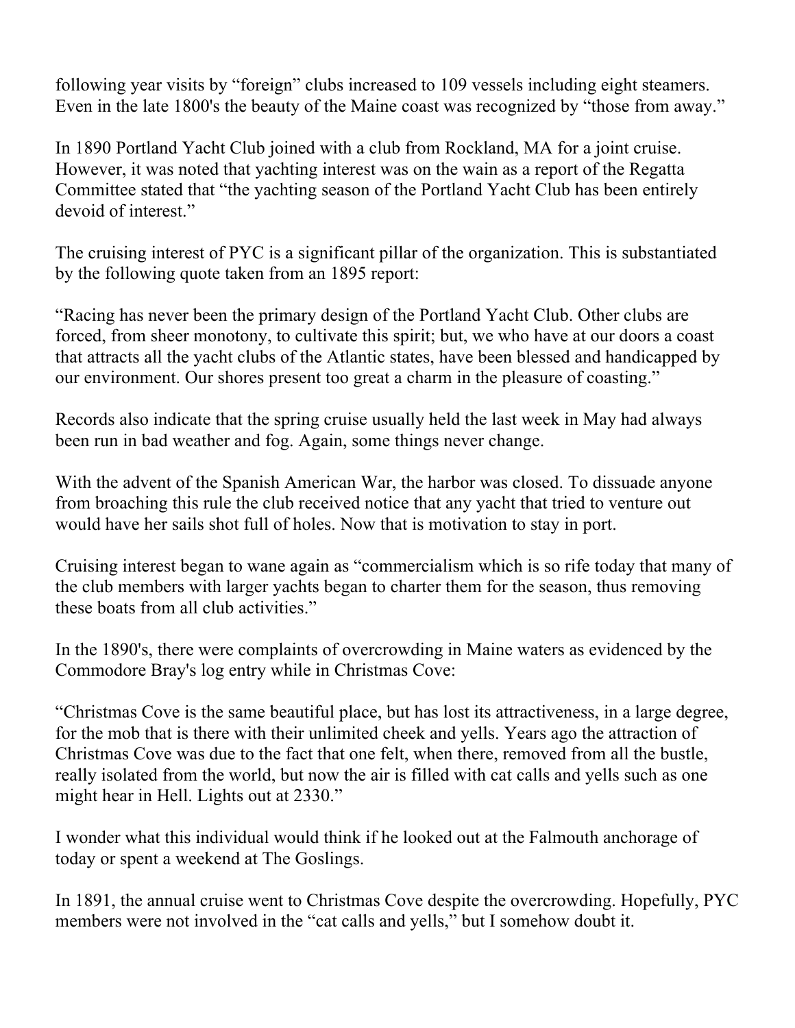following year visits by "foreign" clubs increased to 109 vessels including eight steamers. Even in the late 1800's the beauty of the Maine coast was recognized by "those from away."

In 1890 Portland Yacht Club joined with a club from Rockland, MA for a joint cruise. However, it was noted that yachting interest was on the wain as a report of the Regatta Committee stated that "the yachting season of the Portland Yacht Club has been entirely devoid of interest."

The cruising interest of PYC is a significant pillar of the organization. This is substantiated by the following quote taken from an 1895 report:

"Racing has never been the primary design of the Portland Yacht Club. Other clubs are forced, from sheer monotony, to cultivate this spirit; but, we who have at our doors a coast that attracts all the yacht clubs of the Atlantic states, have been blessed and handicapped by our environment. Our shores present too great a charm in the pleasure of coasting."

Records also indicate that the spring cruise usually held the last week in May had always been run in bad weather and fog. Again, some things never change.

With the advent of the Spanish American War, the harbor was closed. To dissuade anyone from broaching this rule the club received notice that any yacht that tried to venture out would have her sails shot full of holes. Now that is motivation to stay in port.

Cruising interest began to wane again as "commercialism which is so rife today that many of the club members with larger yachts began to charter them for the season, thus removing these boats from all club activities."

In the 1890's, there were complaints of overcrowding in Maine waters as evidenced by the Commodore Bray's log entry while in Christmas Cove:

"Christmas Cove is the same beautiful place, but has lost its attractiveness, in a large degree, for the mob that is there with their unlimited cheek and yells. Years ago the attraction of Christmas Cove was due to the fact that one felt, when there, removed from all the bustle, really isolated from the world, but now the air is filled with cat calls and yells such as one might hear in Hell. Lights out at 2330."

I wonder what this individual would think if he looked out at the Falmouth anchorage of today or spent a weekend at The Goslings.

In 1891, the annual cruise went to Christmas Cove despite the overcrowding. Hopefully, PYC members were not involved in the "cat calls and yells," but I somehow doubt it.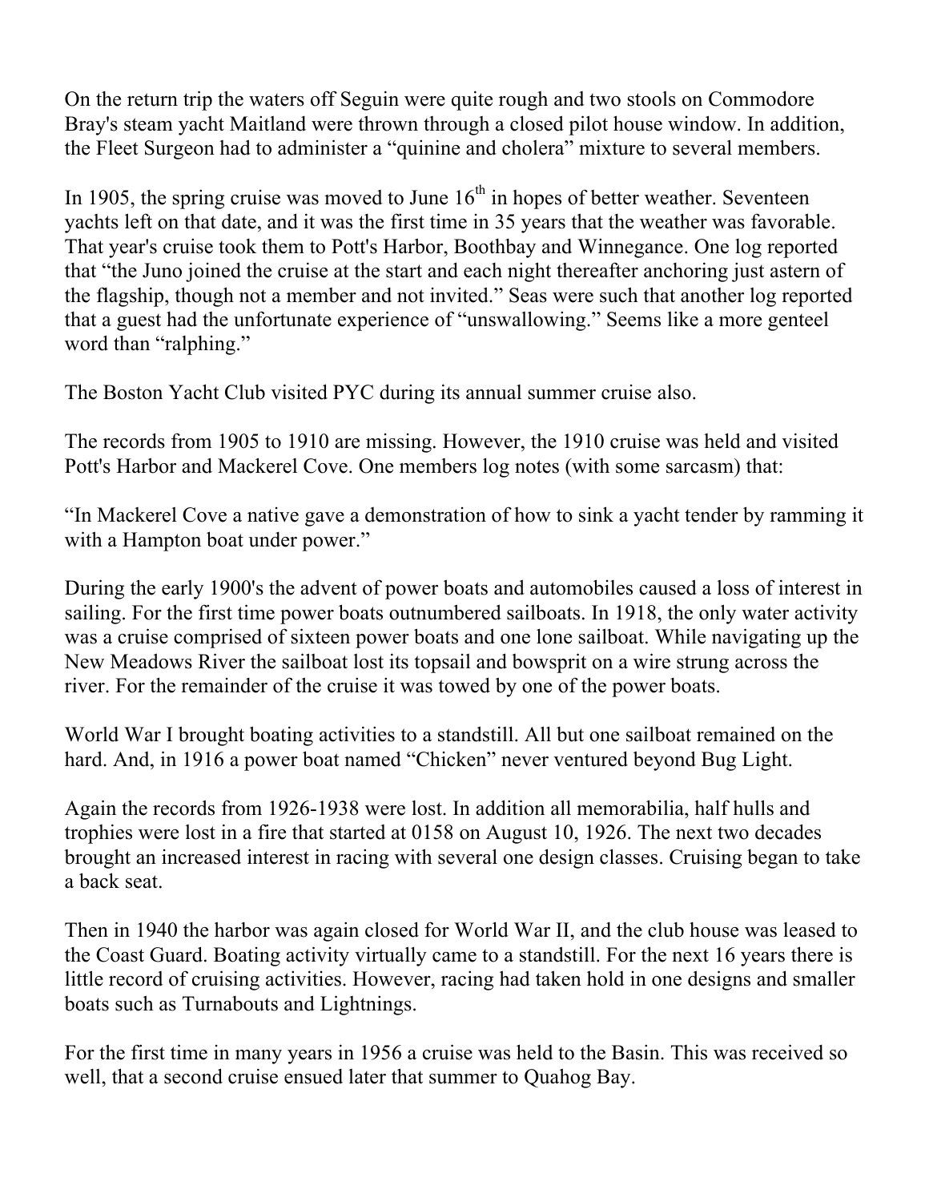On the return trip the waters off Seguin were quite rough and two stools on Commodore Bray's steam yacht Maitland were thrown through a closed pilot house window. In addition, the Fleet Surgeon had to administer a "quinine and cholera" mixture to several members.

In 1905, the spring cruise was moved to June 16th in hopes of better weather. Seventeen yachts left on that date, and it was the first time in 35 years that the weather was favorable. That year's cruise took them to Pott's Harbor, Boothbay and Winnegance. One log reported that "the Juno joined the cruise at the start and each night thereafter anchoring just astern of the flagship, though not a member and not invited." Seas were such that another log reported that a guest had the unfortunate experience of "unswallowing." Seems like a more genteel word than "ralphing."

The Boston Yacht Club visited PYC during its annual summer cruise also.

The records from 1905 to 1910 are missing. However, the 1910 cruise was held and visited Pott's Harbor and Mackerel Cove. One members log notes (with some sarcasm) that:

"In Mackerel Cove a native gave a demonstration of how to sink a yacht tender by ramming it with a Hampton boat under power."

During the early 1900's the advent of power boats and automobiles caused a loss of interest in sailing. For the first time power boats outnumbered sailboats. In 1918, the only water activity was a cruise comprised of sixteen power boats and one lone sailboat. While navigating up the New Meadows River the sailboat lost its topsail and bowsprit on a wire strung across the river. For the remainder of the cruise it was towed by one of the power boats.

World War I brought boating activities to a standstill. All but one sailboat remained on the hard. And, in 1916 a power boat named "Chicken" never ventured beyond Bug Light.

Again the records from 1926-1938 were lost. In addition all memorabilia, half hulls and trophies were lost in a fire that started at 0158 on August 10, 1926. The next two decades brought an increased interest in racing with several one design classes. Cruising began to take a back seat.

Then in 1940 the harbor was again closed for World War II, and the club house was leased to the Coast Guard. Boating activity virtually came to a standstill. For the next 16 years there is little record of cruising activities. However, racing had taken hold in one designs and smaller boats such as Turnabouts and Lightnings.

For the first time in many years in 1956 a cruise was held to the Basin. This was received so well, that a second cruise ensued later that summer to Quahog Bay.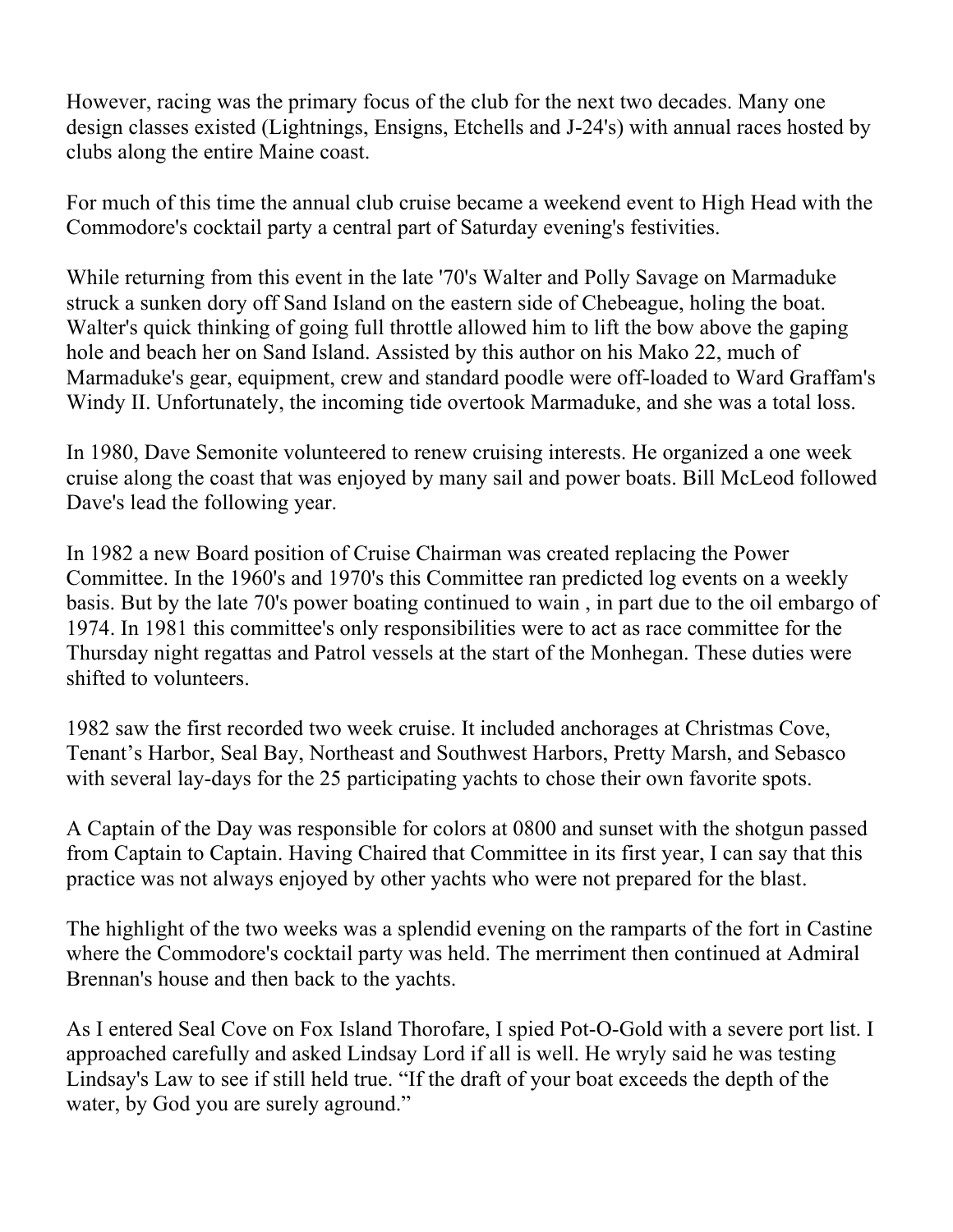However, racing was the primary focus of the club for the next two decades. Many one design classes existed (Lightnings, Ensigns, Etchells and J-24's) with annual races hosted by clubs along the entire Maine coast.

For much of this time the annual club cruise became a weekend event to High Head with the Commodore's cocktail party a central part of Saturday evening's festivities.

While returning from this event in the late '70's Walter and Polly Savage on Marmaduke struck a sunken dory off Sand Island on the eastern side of Chebeague, holing the boat. Walter's quick thinking of going full throttle allowed him to lift the bow above the gaping hole and beach her on Sand Island. Assisted by this author on his Mako 22, much of Marmaduke's gear, equipment, crew and standard poodle were off-loaded to Ward Graffam's Windy II. Unfortunately, the incoming tide overtook Marmaduke, and she was a total loss.

In 1980, Dave Semonite volunteered to renew cruising interests. He organized a one week cruise along the coast that was enjoyed by many sail and power boats. Bill McLeod followed Dave's lead the following year.

In 1982 a new Board position of Cruise Chairman was created replacing the Power Committee. In the 1960's and 1970's this Committee ran predicted log events on a weekly basis. But by the late 70's power boating continued to wain , in part due to the oil embargo of 1974. In 1981 this committee's only responsibilities were to act as race committee for the Thursday night regattas and Patrol vessels at the start of the Monhegan. These duties were shifted to volunteers.

1982 saw the first recorded two week cruise. It included anchorages at Christmas Cove, Tenant's Harbor, Seal Bay, Northeast and Southwest Harbors, Pretty Marsh, and Sebasco with several lay-days for the 25 participating yachts to chose their own favorite spots.

A Captain of the Day was responsible for colors at 0800 and sunset with the shotgun passed from Captain to Captain. Having Chaired that Committee in its first year, I can say that this practice was not always enjoyed by other yachts who were not prepared for the blast.

The highlight of the two weeks was a splendid evening on the ramparts of the fort in Castine where the Commodore's cocktail party was held. The merriment then continued at Admiral Brennan's house and then back to the yachts.

As I entered Seal Cove on Fox Island Thorofare, I spied Pot-O-Gold with a severe port list. I approached carefully and asked Lindsay Lord if all is well. He wryly said he was testing Lindsay's Law to see if still held true. "If the draft of your boat exceeds the depth of the water, by God you are surely aground."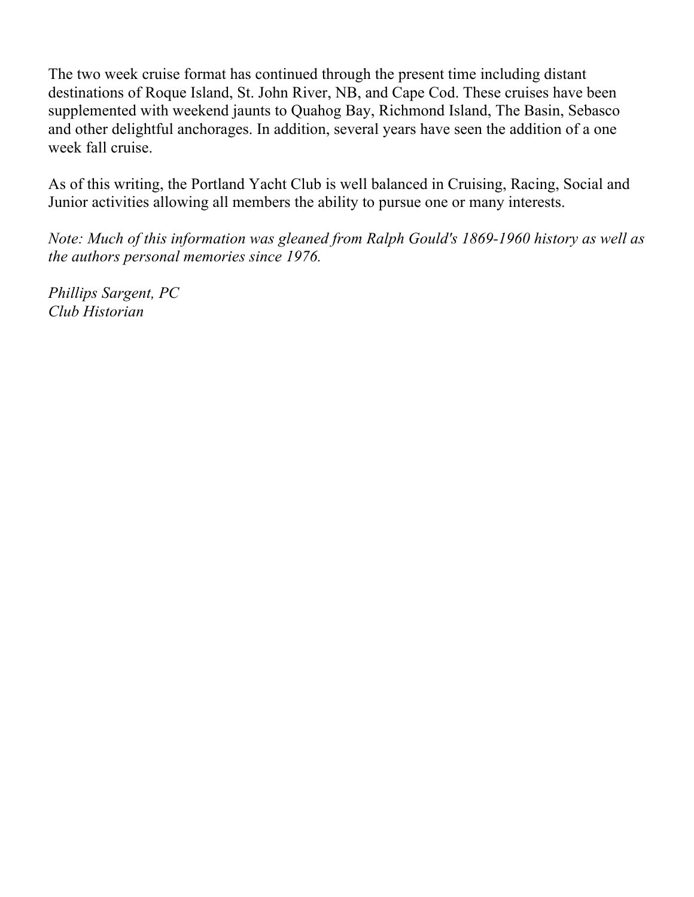The two week cruise format has continued through the present time including distant destinations of Roque Island, St. John River, NB, and Cape Cod. These cruises have been supplemented with weekend jaunts to Quahog Bay, Richmond Island, The Basin, Sebasco and other delightful anchorages. In addition, several years have seen the addition of a one week fall cruise.

As of this writing, the Portland Yacht Club is well balanced in Cruising, Racing, Social and Junior activities allowing all members the ability to pursue one or many interests.

*Note: Much of this information was gleaned from Ralph Gould's 1869-1960 history as well as the authors personal memories since 1976.*

*Phillips Sargent, PC*
*Club Historian*